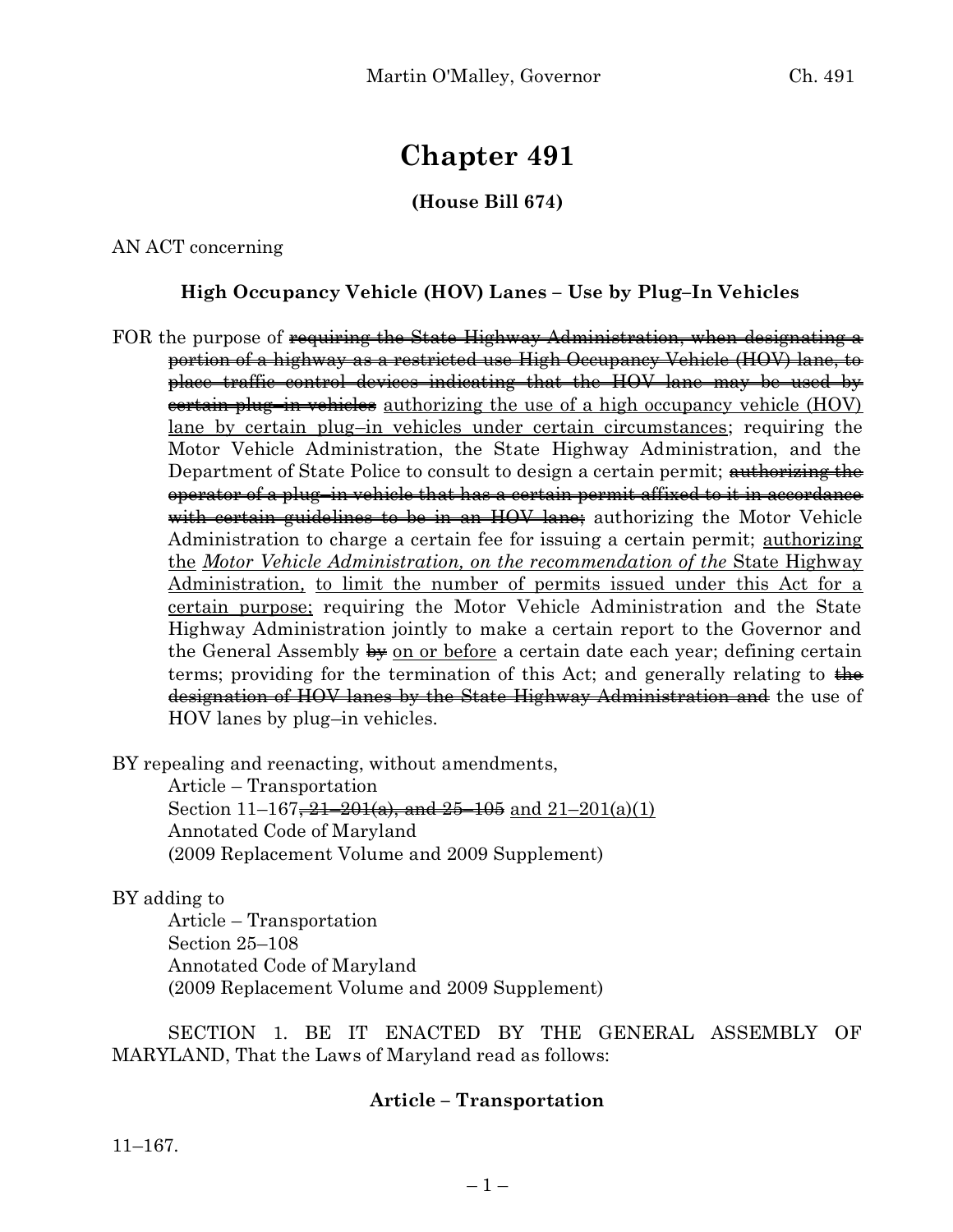# Chapter 491

**(House Bill 674)**

AN ACT concerning

**High Occupancy Vehicle (HOV) Lanes – Use by Plug–In Vehicles**

FOR the purpose of ~~requiring the State Highway Administration, when designating a portion of a highway as a restricted use High Occupancy Vehicle (HOV) lane, to place traffic control devices indicating that the HOV lane may be used by certain plug–in vehicles~~ <u>authorizing the use of a high occupancy vehicle (HOV) lane by certain plug–in vehicles under certain circumstances</u>; requiring the Motor Vehicle Administration, the State Highway Administration, and the Department of State Police to consult to design a certain permit; ~~authorizing the operator of a plug–in vehicle that has a certain permit affixed to it in accordance with certain guidelines to be in an HOV lane;~~ authorizing the Motor Vehicle Administration to charge a certain fee for issuing a certain permit; <u>authorizing the</u> <u>*Motor Vehicle Administration, on the recommendation of the*</u> <u>State Highway Administration,</u> <u>to limit the number of permits issued under this Act for a certain purpose;</u> requiring the Motor Vehicle Administration and the State Highway Administration jointly to make a certain report to the Governor and the General Assembly ~~by~~ <u>on or before</u> a certain date each year; defining certain terms; providing for the termination of this Act; and generally relating to ~~the designation of HOV lanes by the State Highway Administration and~~ the use of HOV lanes by plug–in vehicles.

BY repealing and reenacting, without amendments,
Article – Transportation
Section 11–167~~, 21–201(a), and 25–105~~ <u>and 21–201(a)(1)</u>
Annotated Code of Maryland
(2009 Replacement Volume and 2009 Supplement)

BY adding to
Article – Transportation
Section 25–108
Annotated Code of Maryland
(2009 Replacement Volume and 2009 Supplement)

SECTION 1. BE IT ENACTED BY THE GENERAL ASSEMBLY OF MARYLAND, That the Laws of Maryland read as follows:

**Article – Transportation**

11–167.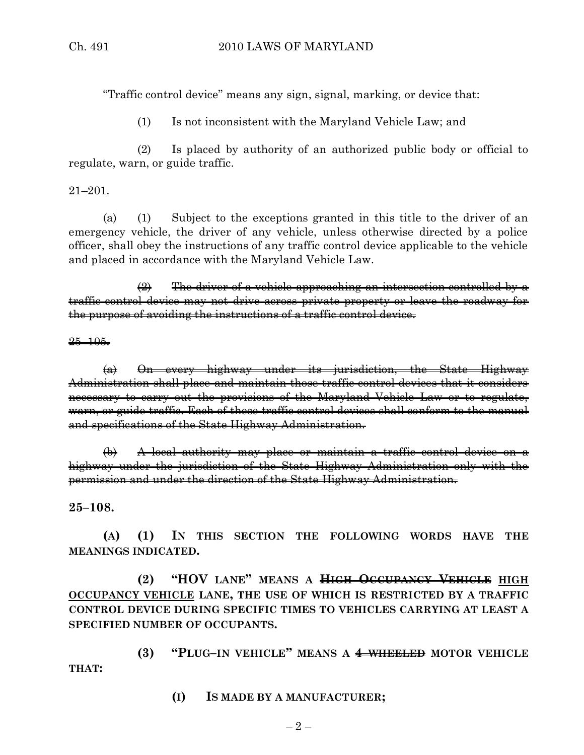"Traffic control device" means any sign, signal, marking, or device that:

(1) Is not inconsistent with the Maryland Vehicle Law; and

(2) Is placed by authority of an authorized public body or official to regulate, warn, or guide traffic.

21–201.

(a) (1) Subject to the exceptions granted in this title to the driver of an emergency vehicle, the driver of any vehicle, unless otherwise directed by a police officer, shall obey the instructions of any traffic control device applicable to the vehicle and placed in accordance with the Maryland Vehicle Law.

~~(2) The driver of a vehicle approaching an intersection controlled by a traffic control device may not drive across private property or leave the roadway for the purpose of avoiding the instructions of a traffic control device.~~

~~25–105.~~

~~(a) On every highway under its jurisdiction, the State Highway Administration shall place and maintain those traffic control devices that it considers necessary to carry out the provisions of the Maryland Vehicle Law or to regulate, warn, or guide traffic. Each of these traffic control devices shall conform to the manual and specifications of the State Highway Administration.~~

~~(b) A local authority may place or maintain a traffic control device on a highway under the jurisdiction of the State Highway Administration only with the permission and under the direction of the State Highway Administration.~~

**25–108.**

**(A) (1) IN THIS SECTION THE FOLLOWING WORDS HAVE THE MEANINGS INDICATED.**

**(2) "HOV LANE" MEANS A ~~HIGH OCCUPANCY VEHICLE~~ <u>HIGH OCCUPANCY VEHICLE</u> LANE, THE USE OF WHICH IS RESTRICTED BY A TRAFFIC CONTROL DEVICE DURING SPECIFIC TIMES TO VEHICLES CARRYING AT LEAST A SPECIFIED NUMBER OF OCCUPANTS.**

**(3) "PLUG–IN VEHICLE" MEANS A ~~4–WHEELED~~ MOTOR VEHICLE THAT:**

**(I) IS MADE BY A MANUFACTURER;**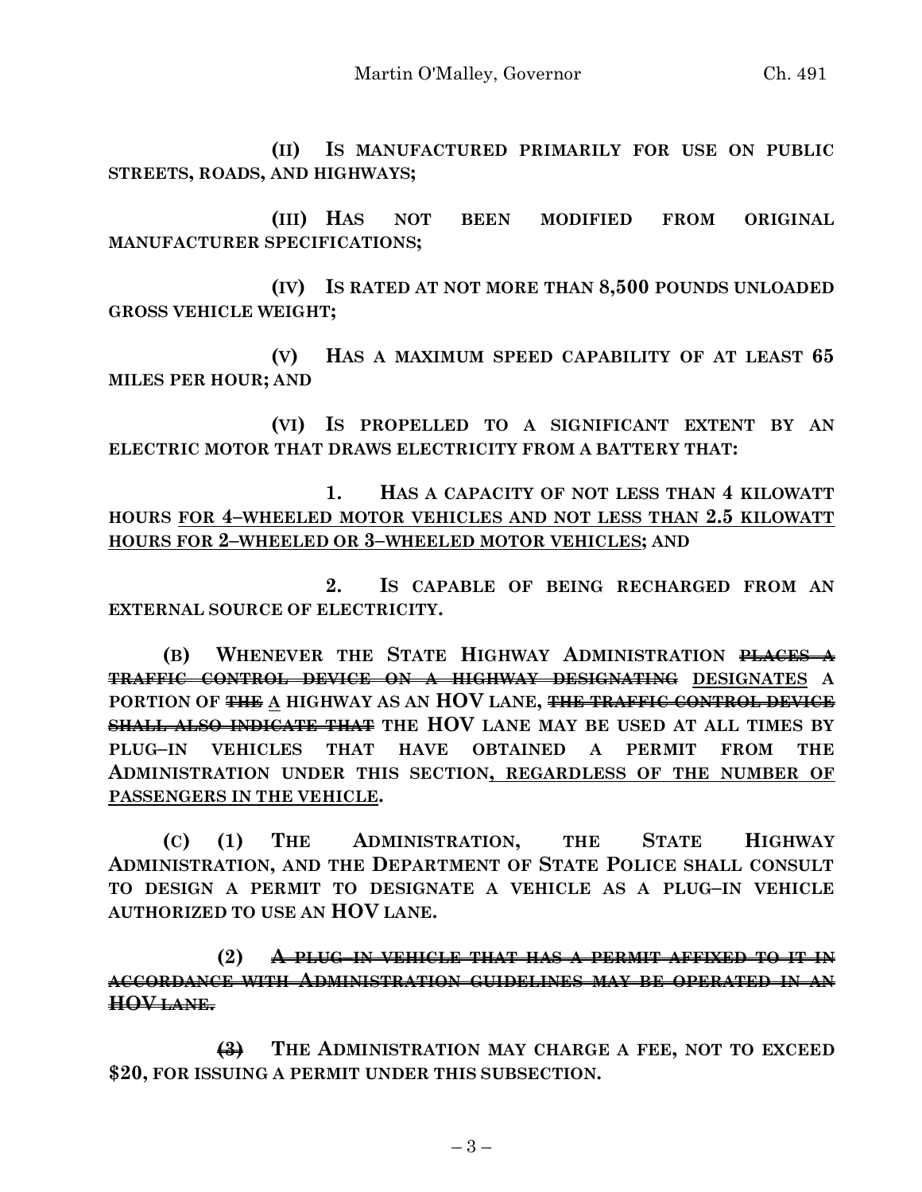**(II) IS MANUFACTURED PRIMARILY FOR USE ON PUBLIC STREETS, ROADS, AND HIGHWAYS;**

**(III) HAS NOT BEEN MODIFIED FROM ORIGINAL MANUFACTURER SPECIFICATIONS;**

**(IV) IS RATED AT NOT MORE THAN 8,500 POUNDS UNLOADED GROSS VEHICLE WEIGHT;**

**(V) HAS A MAXIMUM SPEED CAPABILITY OF AT LEAST 65 MILES PER HOUR; AND**

**(VI) IS PROPELLED TO A SIGNIFICANT EXTENT BY AN ELECTRIC MOTOR THAT DRAWS ELECTRICITY FROM A BATTERY THAT:**

**1. HAS A CAPACITY OF NOT LESS THAN 4 KILOWATT HOURS <u>FOR 4–WHEELED MOTOR VEHICLES AND NOT LESS THAN 2.5 KILOWATT HOURS FOR 2–WHEELED OR 3–WHEELED MOTOR VEHICLES</u>; AND**

**2. IS CAPABLE OF BEING RECHARGED FROM AN EXTERNAL SOURCE OF ELECTRICITY.**

**(B) WHENEVER THE STATE HIGHWAY ADMINISTRATION ~~PLACES A TRAFFIC CONTROL DEVICE ON A HIGHWAY DESIGNATING~~ <u>DESIGNATES</u> A PORTION OF ~~THE~~ <u>A</u> HIGHWAY AS AN HOV LANE, ~~THE TRAFFIC CONTROL DEVICE SHALL ALSO INDICATE THAT~~ THE HOV LANE MAY BE USED AT ALL TIMES BY PLUG–IN VEHICLES THAT HAVE OBTAINED A PERMIT FROM THE ADMINISTRATION UNDER THIS SECTION<u>, REGARDLESS OF THE NUMBER OF PASSENGERS IN THE VEHICLE</u>.**

**(C) (1) THE ADMINISTRATION, THE STATE HIGHWAY ADMINISTRATION, AND THE DEPARTMENT OF STATE POLICE SHALL CONSULT TO DESIGN A PERMIT TO DESIGNATE A VEHICLE AS A PLUG–IN VEHICLE AUTHORIZED TO USE AN HOV LANE.**

**(2) ~~A PLUG–IN VEHICLE THAT HAS A PERMIT AFFIXED TO IT IN ACCORDANCE WITH ADMINISTRATION GUIDELINES MAY BE OPERATED IN AN HOV LANE.~~**

**~~(3)~~ THE ADMINISTRATION MAY CHARGE A FEE, NOT TO EXCEED $20, FOR ISSUING A PERMIT UNDER THIS SUBSECTION.**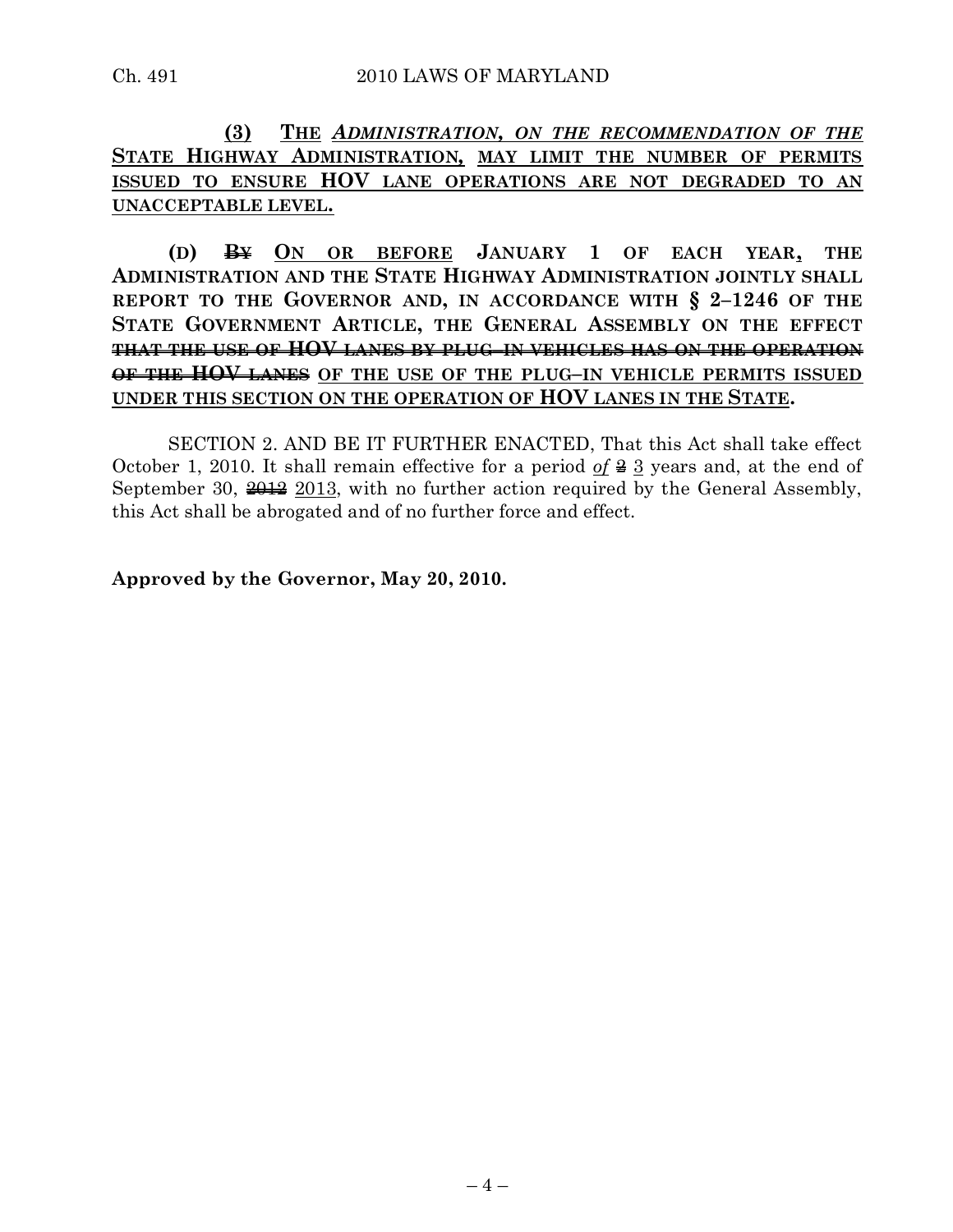**(3) THE *ADMINISTRATION, ON THE RECOMMENDATION OF THE* STATE HIGHWAY ADMINISTRATION, MAY LIMIT THE NUMBER OF PERMITS ISSUED TO ENSURE HOV LANE OPERATIONS ARE NOT DEGRADED TO AN UNACCEPTABLE LEVEL.**

**(D) ~~BY~~ ON OR BEFORE JANUARY 1 OF EACH YEAR, THE ADMINISTRATION AND THE STATE HIGHWAY ADMINISTRATION JOINTLY SHALL REPORT TO THE GOVERNOR AND, IN ACCORDANCE WITH § 2–1246 OF THE STATE GOVERNMENT ARTICLE, THE GENERAL ASSEMBLY ON THE EFFECT ~~THAT THE USE OF HOV LANES BY PLUG–IN VEHICLES HAS ON THE OPERATION OF THE HOV LANES~~ OF THE USE OF THE PLUG–IN VEHICLE PERMITS ISSUED UNDER THIS SECTION ON THE OPERATION OF HOV LANES IN THE STATE.**

SECTION 2. AND BE IT FURTHER ENACTED, That this Act shall take effect October 1, 2010. It shall remain effective for a period *of* ~~2~~ 3 years and, at the end of September 30, ~~2012~~ 2013, with no further action required by the General Assembly, this Act shall be abrogated and of no further force and effect.

**Approved by the Governor, May 20, 2010.**